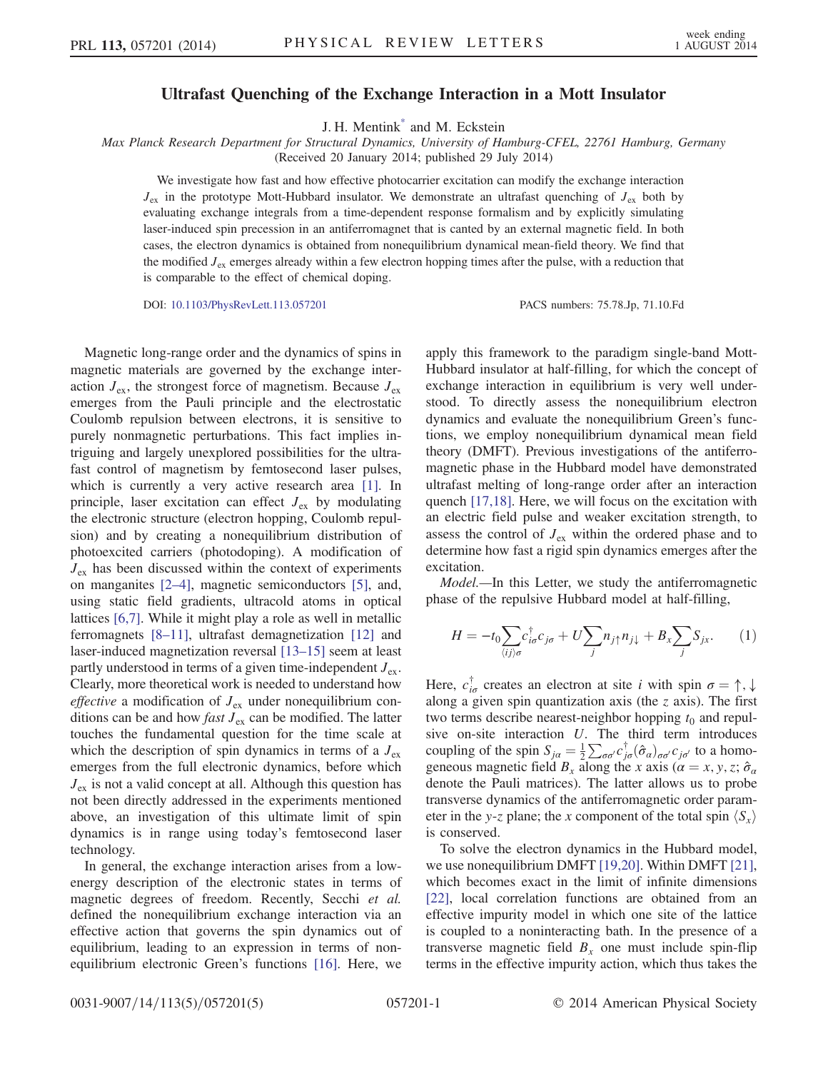# Ultrafast Quenching of the Exchange Interaction in a Mott Insulator

J. H. Mentink[*] and M. Eckstein

Max Planck Research Department for Structural Dynamics, University of Hamburg-CFEL, 22761 Hamburg, Germany
(Received 20 January 2014; published 29 July 2014)

We investigate how fast and how effective photocarrier excitation can modify the exchange interaction $J_{\mathrm{ex}}$ in the prototype Mott-Hubbard insulator. We demonstrate an ultrafast quenching of $J_{\mathrm{ex}}$ both by evaluating exchange integrals from a time-dependent response formalism and by explicitly simulating laser-induced spin precession in an antiferromagnet that is canted by an external magnetic field. In both cases, the electron dynamics is obtained from nonequilibrium dynamical mean-field theory. We find that the modified $J_{\mathrm{ex}}$ emerges already within a few electron hopping times after the pulse, with a reduction that is comparable to the effect of chemical doping.

DOI: 10.1103/PhysRevLett.113.057201 PACS numbers: 75.78.Jp, 71.10.Fd

Magnetic long-range order and the dynamics of spins in magnetic materials are governed by the exchange interaction $J_{\mathrm{ex}}$, the strongest force of magnetism. Because $J_{\mathrm{ex}}$ emerges from the Pauli principle and the electrostatic Coulomb repulsion between electrons, it is sensitive to purely nonmagnetic perturbations. This fact implies intriguing and largely unexplored possibilities for the ultrafast control of magnetism by femtosecond laser pulses, which is currently a very active research area [1]. In principle, laser excitation can effect $J_{\mathrm{ex}}$ by modulating the electronic structure (electron hopping, Coulomb repulsion) and by creating a nonequilibrium distribution of photoexcited carriers (photodoping). A modification of $J_{\mathrm{ex}}$ has been discussed within the context of experiments on manganites [2–4], magnetic semiconductors [5], and, using static field gradients, ultracold atoms in optical lattices [6,7]. While it might play a role as well in metallic ferromagnets [8–11], ultrafast demagnetization [12] and laser-induced magnetization reversal [13–15] seem at least partly understood in terms of a given time-independent $J_{\mathrm{ex}}$. Clearly, more theoretical work is needed to understand how *effective* a modification of $J_{\mathrm{ex}}$ under nonequilibrium conditions can be and how *fast* $J_{\mathrm{ex}}$ can be modified. The latter touches the fundamental question for the time scale at which the description of spin dynamics in terms of a $J_{\mathrm{ex}}$ emerges from the full electronic dynamics, before which $J_{\mathrm{ex}}$ is not a valid concept at all. Although this question has not been directly addressed in the experiments mentioned above, an investigation of this ultimate limit of spin dynamics is in range using today's femtosecond laser technology.

In general, the exchange interaction arises from a low-energy description of the electronic states in terms of magnetic degrees of freedom. Recently, Secchi *et al.* defined the nonequilibrium exchange interaction via an effective action that governs the spin dynamics out of equilibrium, leading to an expression in terms of nonequilibrium electronic Green's functions [16]. Here, we apply this framework to the paradigm single-band Mott-Hubbard insulator at half-filling, for which the concept of exchange interaction in equilibrium is very well understood. To directly assess the nonequilibrium electron dynamics and evaluate the nonequilibrium Green's functions, we employ nonequilibrium dynamical mean field theory (DMFT). Previous investigations of the antiferromagnetic phase in the Hubbard model have demonstrated ultrafast melting of long-range order after an interaction quench [17,18]. Here, we will focus on the excitation with an electric field pulse and weaker excitation strength, to assess the control of $J_{\mathrm{ex}}$ within the ordered phase and to determine how fast a rigid spin dynamics emerges after the excitation.

*Model.*—In this Letter, we study the antiferromagnetic phase of the repulsive Hubbard model at half-filling,

$$H = -t_0 \sum_{\langle ij \rangle \sigma} c^\dagger_{i\sigma} c_{j\sigma} + U \sum_j n_{j\uparrow} n_{j\downarrow} + B_x \sum_j S_{jx}. \qquad (1)$$

Here, $c^\dagger_{i\sigma}$ creates an electron at site $i$ with spin $\sigma = \uparrow, \downarrow$ along a given spin quantization axis (the $z$ axis). The first two terms describe nearest-neighbor hopping $t_0$ and repulsive on-site interaction $U$. The third term introduces coupling of the spin $S_{j\alpha} = \frac{1}{2} \sum_{\sigma\sigma'} c^\dagger_{j\sigma} (\hat{\sigma}_\alpha)_{\sigma\sigma'} c_{j\sigma'}$ to a homogeneous magnetic field $B_x$ along the $x$ axis ($\alpha = x, y, z$; $\hat{\sigma}_\alpha$ denote the Pauli matrices). The latter allows us to probe transverse dynamics of the antiferromagnetic order parameter in the $y$-$z$ plane; the $x$ component of the total spin $\langle S_x \rangle$ is conserved.

To solve the electron dynamics in the Hubbard model, we use nonequilibrium DMFT [19,20]. Within DMFT [21], which becomes exact in the limit of infinite dimensions [22], local correlation functions are obtained from an effective impurity model in which one site of the lattice is coupled to a noninteracting bath. In the presence of a transverse magnetic field $B_x$ one must include spin-flip terms in the effective impurity action, which thus takes the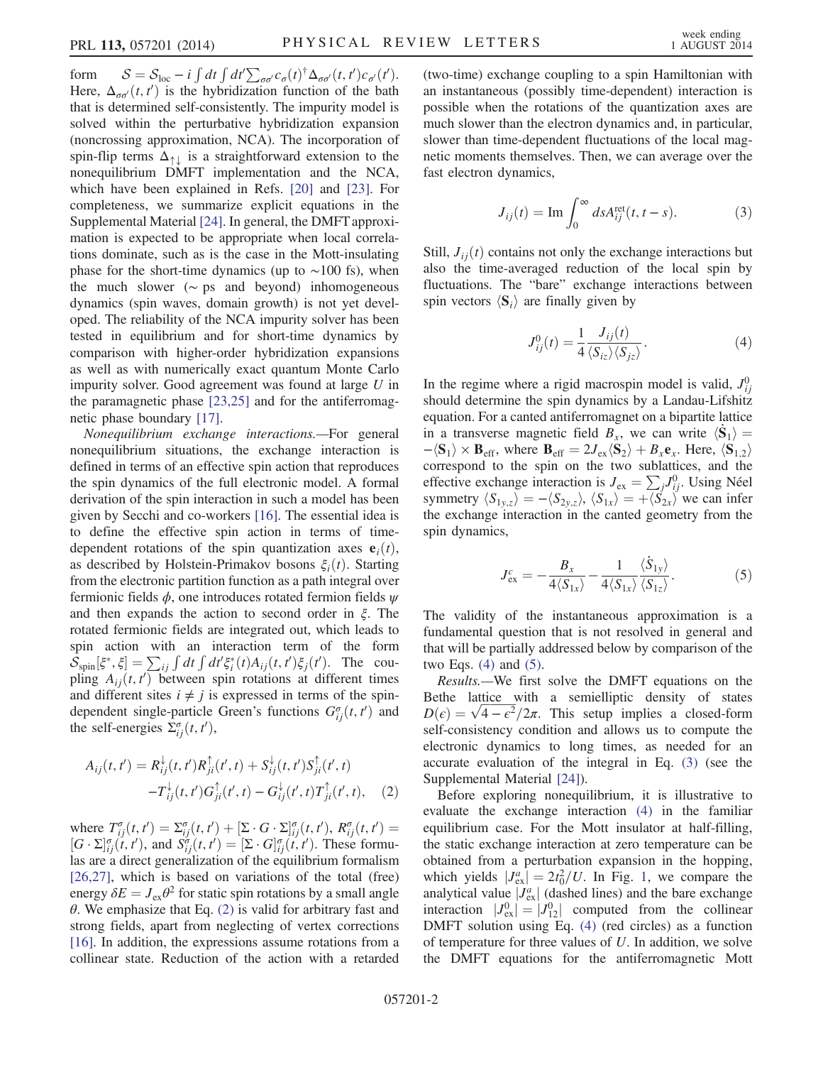form $\mathcal{S} = \mathcal{S}_{\rm loc} - i\int dt \int dt' \sum_{\sigma\sigma'} c_\sigma(t)^\dagger \Delta_{\sigma\sigma'}(t,t') c_{\sigma'}(t')$. Here, $\Delta_{\sigma\sigma'}(t,t')$ is the hybridization function of the bath that is determined self-consistently. The impurity model is solved within the perturbative hybridization expansion (noncrossing approximation, NCA). The incorporation of spin-flip terms $\Delta_{\uparrow\downarrow}$ is a straightforward extension to the nonequilibrium DMFT implementation and the NCA, which have been explained in Refs. [20] and [23]. For completeness, we summarize explicit equations in the Supplemental Material [24]. In general, the DMFT approximation is expected to be appropriate when local correlations dominate, such as is the case in the Mott-insulating phase for the short-time dynamics (up to ~100 fs), when the much slower (~ ps and beyond) inhomogeneous dynamics (spin waves, domain growth) is not yet developed. The reliability of the NCA impurity solver has been tested in equilibrium and for short-time dynamics by comparison with higher-order hybridization expansions as well as with numerically exact quantum Monte Carlo impurity solver. Good agreement was found at large $U$ in the paramagnetic phase [23,25] and for the antiferromagnetic phase boundary [17].

*Nonequilibrium exchange interactions.*—For general nonequilibrium situations, the exchange interaction is defined in terms of an effective spin action that reproduces the spin dynamics of the full electronic model. A formal derivation of the spin interaction in such a model has been given by Secchi and co-workers [16]. The essential idea is to define the effective spin action in terms of time-dependent rotations of the spin quantization axes $\mathbf{e}_i(t)$, as described by Holstein-Primakov bosons $\xi_i(t)$. Starting from the electronic partition function as a path integral over fermionic fields $\phi$, one introduces rotated fermion fields $\psi$ and then expands the action to second order in $\xi$. The rotated fermionic fields are integrated out, which leads to spin action with an interaction term of the form $\mathcal{S}_{\rm spin}[\xi^*,\xi] = \sum_{ij}\int dt \int dt' \xi_i^*(t) A_{ij}(t,t')\xi_j(t')$. The coupling $A_{ij}(t,t')$ between spin rotations at different times and different sites $i \neq j$ is expressed in terms of the spin-dependent single-particle Green's functions $G_{ij}^\sigma(t,t')$ and the self-energies $\Sigma_{ij}^\sigma(t,t')$,

$$A_{ij}(t,t') = R_{ij}^\downarrow(t,t')R_{ji}^\uparrow(t',t) + S_{ij}^\downarrow(t,t')S_{ji}^\uparrow(t',t) - T_{ij}^\downarrow(t,t')G_{ji}^\uparrow(t',t) - G_{ij}^\downarrow(t',t)T_{ji}^\uparrow(t',t), \quad (2)$$

where $T_{ij}^\sigma(t,t') = \Sigma_{ij}^\sigma(t,t') + [\Sigma\cdot G\cdot\Sigma]_{ij}^\sigma(t,t')$, $R_{ij}^\sigma(t,t') = [G\cdot\Sigma]_{ij}^\sigma(t,t')$, and $S_{ij}^\sigma(t,t') = [\Sigma\cdot G]_{ij}^\sigma(t,t')$. These formulas are a direct generalization of the equilibrium formalism [26,27], which is based on variations of the total (free) energy $\delta E = J_{\rm ex}\theta^2$ for static spin rotations by a small angle $\theta$. We emphasize that Eq. (2) is valid for arbitrary fast and strong fields, apart from neglecting of vertex corrections [16]. In addition, the expressions assume rotations from a collinear state. Reduction of the action with a retarded (two-time) exchange coupling to a spin Hamiltonian with an instantaneous (possibly time-dependent) interaction is possible when the rotations of the quantization axes are much slower than the electron dynamics and, in particular, slower than time-dependent fluctuations of the local magnetic moments themselves. Then, we can average over the fast electron dynamics,

$$J_{ij}(t) = \mathrm{Im}\int_0^\infty ds A_{ij}^{\rm ret}(t,t-s). \quad (3)$$

Still, $J_{ij}(t)$ contains not only the exchange interactions but also the time-averaged reduction of the local spin by fluctuations. The "bare" exchange interactions between spin vectors $\langle \mathbf{S}_i\rangle$ are finally given by

$$J_{ij}^0(t) = \frac{1}{4}\frac{J_{ij}(t)}{\langle S_{iz}\rangle\langle S_{jz}\rangle}. \quad (4)$$

In the regime where a rigid macrospin model is valid, $J_{ij}^0$ should determine the spin dynamics by a Landau-Lifshitz equation. For a canted antiferromagnet on a bipartite lattice in a transverse magnetic field $B_x$, we can write $\langle \dot{\mathbf{S}}_1\rangle = -\langle \mathbf{S}_1\rangle \times \mathbf{B}_{\rm eff}$, where $\mathbf{B}_{\rm eff} = 2J_{\rm ex}\langle \mathbf{S}_2\rangle + B_x\mathbf{e}_x$. Here, $\langle \mathbf{S}_{1,2}\rangle$ correspond to the spin on the two sublattices, and the effective exchange interaction is $J_{\rm ex} = \sum_j J_{ij}^0$. Using Néel symmetry $\langle S_{1y,z}\rangle = -\langle S_{2y,z}\rangle$, $\langle S_{1x}\rangle = +\langle S_{2x}\rangle$ we can infer the exchange interaction in the canted geometry from the spin dynamics,

$$J_{\rm ex}^c = -\frac{B_x}{4\langle S_{1x}\rangle} - \frac{1}{4\langle S_{1x}\rangle}\frac{\langle \dot{S}_{1y}\rangle}{\langle S_{1z}\rangle}. \quad (5)$$

The validity of the instantaneous approximation is a fundamental question that is not resolved in general and that will be partially addressed below by comparison of the two Eqs. (4) and (5).

*Results.*—We first solve the DMFT equations on the Bethe lattice with a semielliptic density of states $D(\epsilon) = \sqrt{4-\epsilon^2}/2\pi$. This setup implies a closed-form self-consistency condition and allows us to compute the electronic dynamics to long times, as needed for an accurate evaluation of the integral in Eq. (3) (see the Supplemental Material [24]).

Before exploring nonequilibrium, it is illustrative to evaluate the exchange interaction (4) in the familiar equilibrium case. For the Mott insulator at half-filling, the static exchange interaction at zero temperature can be obtained from a perturbation expansion in the hopping, which yields $|J_{\rm ex}^a| = 2t_0^2/U$. In Fig. 1, we compare the analytical value $|J_{\rm ex}^a|$ (dashed lines) and the bare exchange interaction $|J_{\rm ex}^0| = |J_{12}^0|$ computed from the collinear DMFT solution using Eq. (4) (red circles) as a function of temperature for three values of $U$. In addition, we solve the DMFT equations for the antiferromagnetic Mott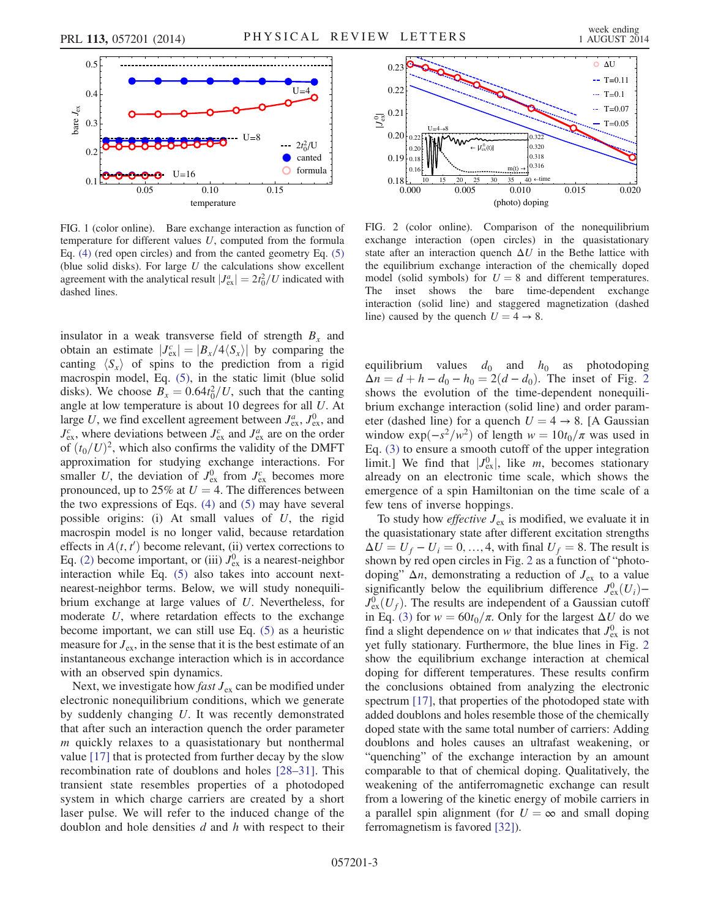FIG. 1 (color online). Bare exchange interaction as function of temperature for different values $U$, computed from the formula Eq. (4) (red open circles) and from the canted geometry Eq. (5) (blue solid disks). For large $U$ the calculations show excellent agreement with the analytical result $|J_{\rm ex}^{a}| = 2t_0^2/U$ indicated with dashed lines.

FIG. 2 (color online). Comparison of the nonequilibrium exchange interaction (open circles) in the quasistationary state after an interaction quench $\Delta U$ in the Bethe lattice with the equilibrium exchange interaction of the chemically doped model (solid symbols) for $U = 8$ and different temperatures. The inset shows the bare time-dependent exchange interaction (solid line) and staggered magnetization (dashed line) caused by the quench $U = 4 \rightarrow 8$.

insulator in a weak transverse field of strength $B_x$ and obtain an estimate $|J_{\rm ex}^{c}| = |B_x/4\langle S_x\rangle|$ by comparing the canting $\langle S_x\rangle$ of spins to the prediction from a rigid macrospin model, Eq. (5), in the static limit (blue solid disks). We choose $B_x = 0.64t_0^2/U$, such that the canting angle at low temperature is about 10 degrees for all $U$. At large $U$, we find excellent agreement between $J_{\rm ex}^{a}$, $J_{\rm ex}^{0}$, and $J_{\rm ex}^{c}$, where deviations between $J_{\rm ex}^{c}$ and $J_{\rm ex}^{a}$ are on the order of $(t_0/U)^2$, which also confirms the validity of the DMFT approximation for studying exchange interactions. For smaller $U$, the deviation of $J_{\rm ex}^{0}$ from $J_{\rm ex}^{c}$ becomes more pronounced, up to 25% at $U = 4$. The differences between the two expressions of Eqs. (4) and (5) may have several possible origins: (i) At small values of $U$, the rigid macrospin model is no longer valid, because retardation effects in $A(t, t')$ become relevant, (ii) vertex corrections to Eq. (2) become important, or (iii) $J_{\rm ex}^{0}$ is a nearest-neighbor interaction while Eq. (5) also takes into account next-nearest-neighbor terms. Below, we will study nonequilibrium exchange at large values of $U$. Nevertheless, for moderate $U$, where retardation effects to the exchange become important, we can still use Eq. (5) as a heuristic measure for $J_{\rm ex}$, in the sense that it is the best estimate of an instantaneous exchange interaction which is in accordance with an observed spin dynamics.

Next, we investigate how *fast* $J_{\rm ex}$ can be modified under electronic nonequilibrium conditions, which we generate by suddenly changing $U$. It was recently demonstrated that after such an interaction quench the order parameter $m$ quickly relaxes to a quasistationary but nonthermal value [17] that is protected from further decay by the slow recombination rate of doublons and holes [28–31]. This transient state resembles properties of a photodoped system in which charge carriers are created by a short laser pulse. We will refer to the induced change of the doublon and hole densities $d$ and $h$ with respect to their equilibrium values $d_0$ and $h_0$ as photodoping $\Delta n = d + h - d_0 - h_0 = 2(d - d_0)$. The inset of Fig. 2 shows the evolution of the time-dependent nonequilibrium exchange interaction (solid line) and order parameter (dashed line) for a quench $U = 4 \rightarrow 8$. [A Gaussian envelope $\exp(-s^2/w^2)$ of length $w = 10t_0/\pi$ was used in Eq. (3) to ensure a smooth cutoff of the upper integration limit.] We find that $|J_{\rm ex}^{0}|$, like $m$, becomes stationary already on an electronic time scale, which shows the emergence of a spin Hamiltonian on the time scale of a few tens of inverse hoppings.

To study how *effective* $J_{\rm ex}$ is modified, we evaluate it in the quasistationary state after different excitation strengths $\Delta U = U_f - U_i = 0, \ldots, 4$, with final $U_f = 8$. The result is shown by red open circles in Fig. 2 as a function of "photo-doping" $\Delta n$, demonstrating a reduction of $J_{\rm ex}$ to a value significantly below the equilibrium difference $J_{\rm ex}^{0}(U_i) - J_{\rm ex}^{0}(U_f)$. The results are independent of a Gaussian cutoff in Eq. (3) for $w = 60t_0/\pi$. Only for the largest $\Delta U$ do we find a slight dependence on $w$ that indicates that $J_{\rm ex}^{0}$ is not yet fully stationary. Furthermore, the blue lines in Fig. 2 show the equilibrium exchange interaction at chemical doping for different temperatures. These results confirm the conclusions obtained from analyzing the electronic spectrum [17], that properties of the photodoped state with added doublons and holes resemble those of the chemically doped state with the same total number of carriers: Adding doublons and holes causes an ultrafast weakening, or "quenching" of the exchange interaction by an amount comparable to that of chemical doping. Qualitatively, the weakening of the antiferromagnetic exchange can result from a lowering of the kinetic energy of mobile carriers in a parallel spin alignment (for $U = \infty$ and small doping ferromagnetism is favored [32]).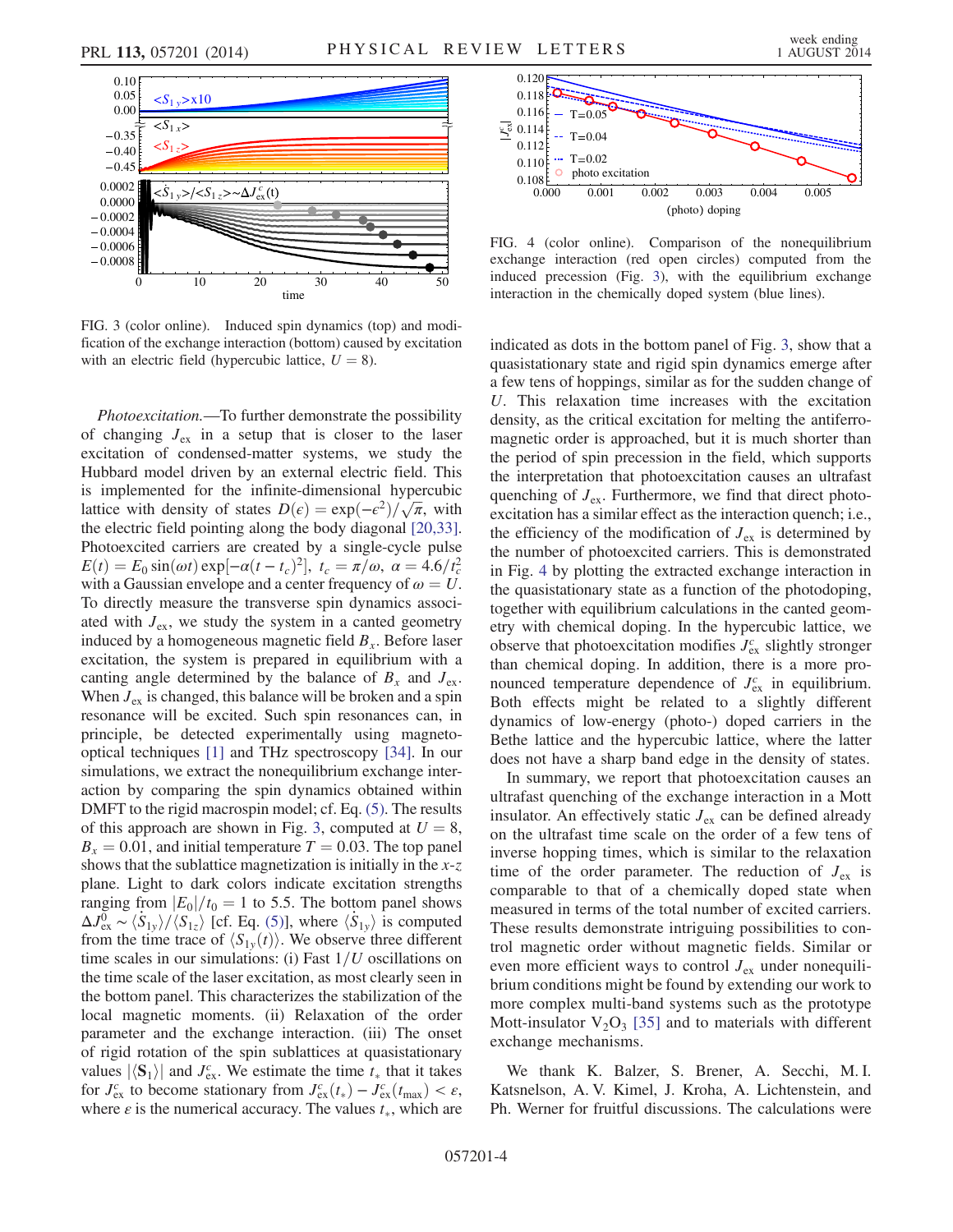FIG. 3 (color online). Induced spin dynamics (top) and modification of the exchange interaction (bottom) caused by excitation with an electric field (hypercubic lattice, $U = 8$).

FIG. 4 (color online). Comparison of the nonequilibrium exchange interaction (red open circles) computed from the induced precession (Fig. 3), with the equilibrium exchange interaction in the chemically doped system (blue lines).

*Photoexcitation.*—To further demonstrate the possibility of changing $J_{\text{ex}}$ in a setup that is closer to the laser excitation of condensed-matter systems, we study the Hubbard model driven by an external electric field. This is implemented for the infinite-dimensional hypercubic lattice with density of states $D(\epsilon) = \exp(-\epsilon^2)/\sqrt{\pi}$, with the electric field pointing along the body diagonal [20,33]. Photoexcited carriers are created by a single-cycle pulse $E(t) = E_0 \sin(\omega t) \exp[-\alpha(t - t_c)^2]$, $t_c = \pi/\omega$, $\alpha = 4.6/t_c^2$ with a Gaussian envelope and a center frequency of $\omega = U$. To directly measure the transverse spin dynamics associated with $J_{\text{ex}}$, we study the system in a canted geometry induced by a homogeneous magnetic field $B_x$. Before laser excitation, the system is prepared in equilibrium with a canting angle determined by the balance of $B_x$ and $J_{\text{ex}}$. When $J_{\text{ex}}$ is changed, this balance will be broken and a spin resonance will be excited. Such spin resonances can, in principle, be detected experimentally using magneto-optical techniques [1] and THz spectroscopy [34]. In our simulations, we extract the nonequilibrium exchange interaction by comparing the spin dynamics obtained within DMFT to the rigid macrospin model; cf. Eq. (5). The results of this approach are shown in Fig. 3, computed at $U = 8$, $B_x = 0.01$, and initial temperature $T = 0.03$. The top panel shows that the sublattice magnetization is initially in the $x$-$z$ plane. Light to dark colors indicate excitation strengths ranging from $|E_0|/t_0 = 1$ to 5.5. The bottom panel shows $\Delta J_{\text{ex}}^0 \sim \langle \dot{S}_{1y} \rangle / \langle S_{1z} \rangle$ [cf. Eq. (5)], where $\langle \dot{S}_{1y} \rangle$ is computed from the time trace of $\langle S_{1y}(t) \rangle$. We observe three different time scales in our simulations: (i) Fast $1/U$ oscillations on the time scale of the laser excitation, as most clearly seen in the bottom panel. This characterizes the stabilization of the local magnetic moments. (ii) Relaxation of the order parameter and the exchange interaction. (iii) The onset of rigid rotation of the spin sublattices at quasistationary values $|\langle \mathbf{S}_1 \rangle|$ and $J_{\text{ex}}^c$. We estimate the time $t_*$ that it takes for $J_{\text{ex}}^c$ to become stationary from $J_{\text{ex}}^c(t_*) - J_{\text{ex}}^c(t_{\text{max}}) < \varepsilon$, where $\varepsilon$ is the numerical accuracy. The values $t_*$, which are indicated as dots in the bottom panel of Fig. 3, show that a quasistationary state and rigid spin dynamics emerge after a few tens of hoppings, similar as for the sudden change of $U$. This relaxation time increases with the excitation density, as the critical excitation for melting the antiferromagnetic order is approached, but it is much shorter than the period of spin precession in the field, which supports the interpretation that photoexcitation causes an ultrafast quenching of $J_{\text{ex}}$. Furthermore, we find that direct photoexcitation has a similar effect as the interaction quench; i.e., the efficiency of the modification of $J_{\text{ex}}$ is determined by the number of photoexcited carriers. This is demonstrated in Fig. 4 by plotting the extracted exchange interaction in the quasistationary state as a function of the photodoping, together with equilibrium calculations in the canted geometry with chemical doping. In the hypercubic lattice, we observe that photoexcitation modifies $J_{\text{ex}}^c$ slightly stronger than chemical doping. In addition, there is a more pronounced temperature dependence of $J_{\text{ex}}^c$ in equilibrium. Both effects might be related to a slightly different dynamics of low-energy (photo-) doped carriers in the Bethe lattice and the hypercubic lattice, where the latter does not have a sharp band edge in the density of states.

In summary, we report that photoexcitation causes an ultrafast quenching of the exchange interaction in a Mott insulator. An effectively static $J_{\text{ex}}$ can be defined already on the ultrafast time scale on the order of a few tens of inverse hopping times, which is similar to the relaxation time of the order parameter. The reduction of $J_{\text{ex}}$ is comparable to that of a chemically doped state when measured in terms of the total number of excited carriers. These results demonstrate intriguing possibilities to control magnetic order without magnetic fields. Similar or even more efficient ways to control $J_{\text{ex}}$ under nonequilibrium conditions might be found by extending our work to more complex multi-band systems such as the prototype Mott-insulator $V_2O_3$ [35] and to materials with different exchange mechanisms.

We thank K. Balzer, S. Brener, A. Secchi, M. I. Katsnelson, A. V. Kimel, J. Kroha, A. Lichtenstein, and Ph. Werner for fruitful discussions. The calculations were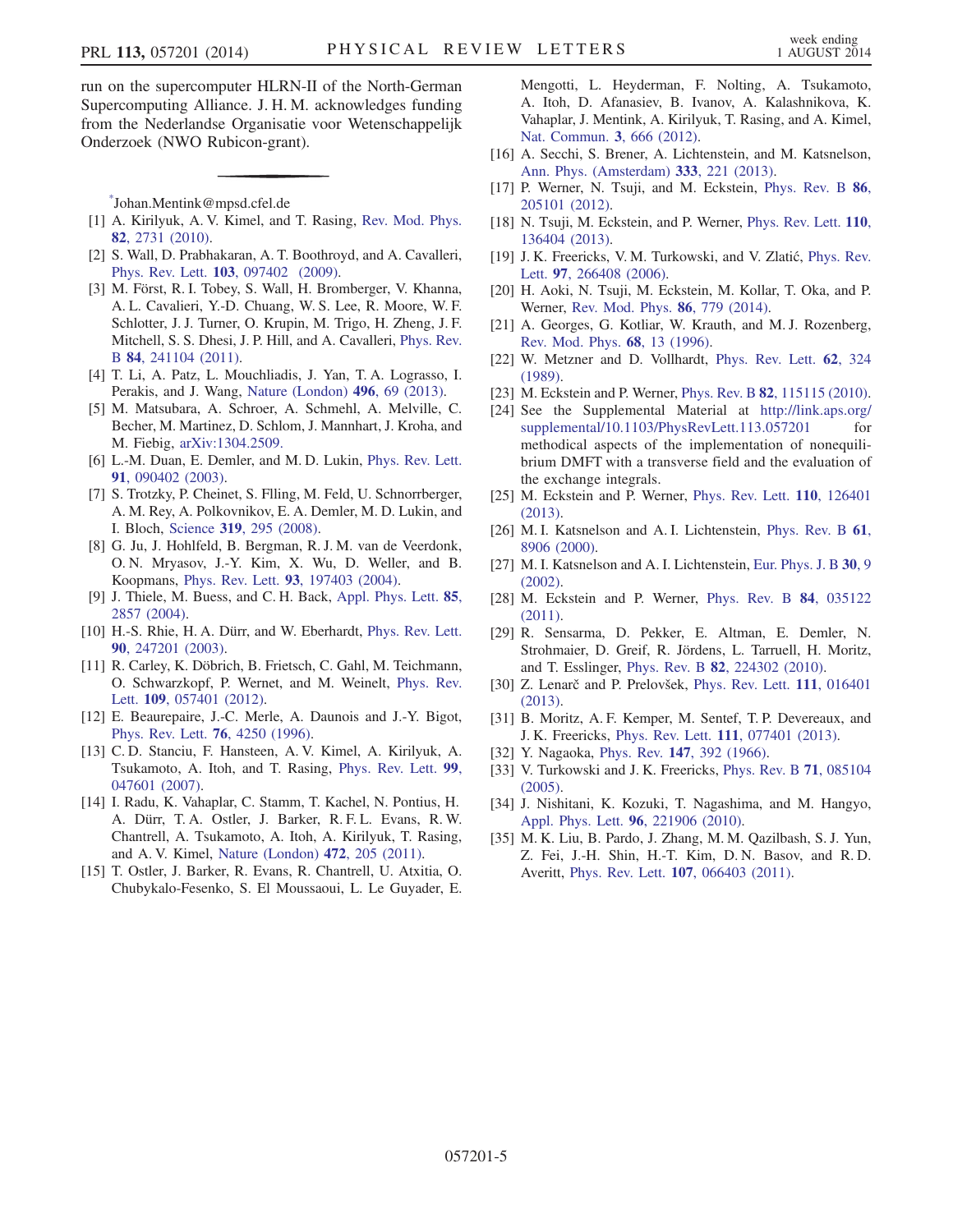run on the supercomputer HLRN-II of the North-German Supercomputing Alliance. J. H. M. acknowledges funding from the Nederlandse Organisatie voor Wetenschappelijk Onderzoek (NWO Rubicon-grant).

---

*Johan.Mentink@mpsd.cfel.de

[1] A. Kirilyuk, A. V. Kimel, and T. Rasing, Rev. Mod. Phys. **82**, 2731 (2010).

[2] S. Wall, D. Prabhakaran, A. T. Boothroyd, and A. Cavalleri, Phys. Rev. Lett. **103**, 097402 (2009).

[3] M. Först, R. I. Tobey, S. Wall, H. Bromberger, V. Khanna, A. L. Cavalieri, Y.-D. Chuang, W. S. Lee, R. Moore, W. F. Schlotter, J. J. Turner, O. Krupin, M. Trigo, H. Zheng, J. F. Mitchell, S. S. Dhesi, J. P. Hill, and A. Cavalleri, Phys. Rev. B **84**, 241104 (2011).

[4] T. Li, A. Patz, L. Mouchliadis, J. Yan, T. A. Lograsso, I. Perakis, and J. Wang, Nature (London) **496**, 69 (2013).

[5] M. Matsubara, A. Schroer, A. Schmehl, A. Melville, C. Becher, M. Martinez, D. Schlom, J. Mannhart, J. Kroha, and M. Fiebig, arXiv:1304.2509.

[6] L.-M. Duan, E. Demler, and M. D. Lukin, Phys. Rev. Lett. **91**, 090402 (2003).

[7] S. Trotzky, P. Cheinet, S. Flling, M. Feld, U. Schnorrberger, A. M. Rey, A. Polkovnikov, E. A. Demler, M. D. Lukin, and I. Bloch, Science **319**, 295 (2008).

[8] G. Ju, J. Hohlfeld, B. Bergman, R. J. M. van de Veerdonk, O. N. Mryasov, J.-Y. Kim, X. Wu, D. Weller, and B. Koopmans, Phys. Rev. Lett. **93**, 197403 (2004).

[9] J. Thiele, M. Buess, and C. H. Back, Appl. Phys. Lett. **85**, 2857 (2004).

[10] H.-S. Rhie, H. A. Dürr, and W. Eberhardt, Phys. Rev. Lett. **90**, 247201 (2003).

[11] R. Carley, K. Döbrich, B. Frietsch, C. Gahl, M. Teichmann, O. Schwarzkopf, P. Wernet, and M. Weinelt, Phys. Rev. Lett. **109**, 057401 (2012).

[12] E. Beaurepaire, J.-C. Merle, A. Daunois and J.-Y. Bigot, Phys. Rev. Lett. **76**, 4250 (1996).

[13] C. D. Stanciu, F. Hansteen, A. V. Kimel, A. Kirilyuk, A. Tsukamoto, A. Itoh, and T. Rasing, Phys. Rev. Lett. **99**, 047601 (2007).

[14] I. Radu, K. Vahaplar, C. Stamm, T. Kachel, N. Pontius, H. A. Dürr, T. A. Ostler, J. Barker, R. F. L. Evans, R. W. Chantrell, A. Tsukamoto, A. Itoh, A. Kirilyuk, T. Rasing, and A. V. Kimel, Nature (London) **472**, 205 (2011).

[15] T. Ostler, J. Barker, R. Evans, R. Chantrell, U. Atxitia, O. Chubykalo-Fesenko, S. El Moussaoui, L. Le Guyader, E. Mengotti, L. Heyderman, F. Nolting, A. Tsukamoto, A. Itoh, D. Afanasiev, B. Ivanov, A. Kalashnikova, K. Vahaplar, J. Mentink, A. Kirilyuk, T. Rasing, and A. Kimel, Nat. Commun. **3**, 666 (2012).

[16] A. Secchi, S. Brener, A. Lichtenstein, and M. Katsnelson, Ann. Phys. (Amsterdam) **333**, 221 (2013).

[17] P. Werner, N. Tsuji, and M. Eckstein, Phys. Rev. B **86**, 205101 (2012).

[18] N. Tsuji, M. Eckstein, and P. Werner, Phys. Rev. Lett. **110**, 136404 (2013).

[19] J. K. Freericks, V. M. Turkowski, and V. Zlatić, Phys. Rev. Lett. **97**, 266408 (2006).

[20] H. Aoki, N. Tsuji, M. Eckstein, M. Kollar, T. Oka, and P. Werner, Rev. Mod. Phys. **86**, 779 (2014).

[21] A. Georges, G. Kotliar, W. Krauth, and M. J. Rozenberg, Rev. Mod. Phys. **68**, 13 (1996).

[22] W. Metzner and D. Vollhardt, Phys. Rev. Lett. **62**, 324 (1989).

[23] M. Eckstein and P. Werner, Phys. Rev. B **82**, 115115 (2010).

[24] See the Supplemental Material at http://link.aps.org/supplemental/10.1103/PhysRevLett.113.057201 for methodical aspects of the implementation of nonequilibrium DMFT with a transverse field and the evaluation of the exchange integrals.

[25] M. Eckstein and P. Werner, Phys. Rev. Lett. **110**, 126401 (2013).

[26] M. I. Katsnelson and A. I. Lichtenstein, Phys. Rev. B **61**, 8906 (2000).

[27] M. I. Katsnelson and A. I. Lichtenstein, Eur. Phys. J. B **30**, 9 (2002).

[28] M. Eckstein and P. Werner, Phys. Rev. B **84**, 035122 (2011).

[29] R. Sensarma, D. Pekker, E. Altman, E. Demler, N. Strohmaier, D. Greif, R. Jördens, L. Tarruell, H. Moritz, and T. Esslinger, Phys. Rev. B **82**, 224302 (2010).

[30] Z. Lenarč and P. Prelovšek, Phys. Rev. Lett. **111**, 016401 (2013).

[31] B. Moritz, A. F. Kemper, M. Sentef, T. P. Devereaux, and J. K. Freericks, Phys. Rev. Lett. **111**, 077401 (2013).

[32] Y. Nagaoka, Phys. Rev. **147**, 392 (1966).

[33] V. Turkowski and J. K. Freericks, Phys. Rev. B **71**, 085104 (2005).

[34] J. Nishitani, K. Kozuki, T. Nagashima, and M. Hangyo, Appl. Phys. Lett. **96**, 221906 (2010).

[35] M. K. Liu, B. Pardo, J. Zhang, M. M. Qazilbash, S. J. Yun, Z. Fei, J.-H. Shin, H.-T. Kim, D. N. Basov, and R. D. Averitt, Phys. Rev. Lett. **107**, 066403 (2011).